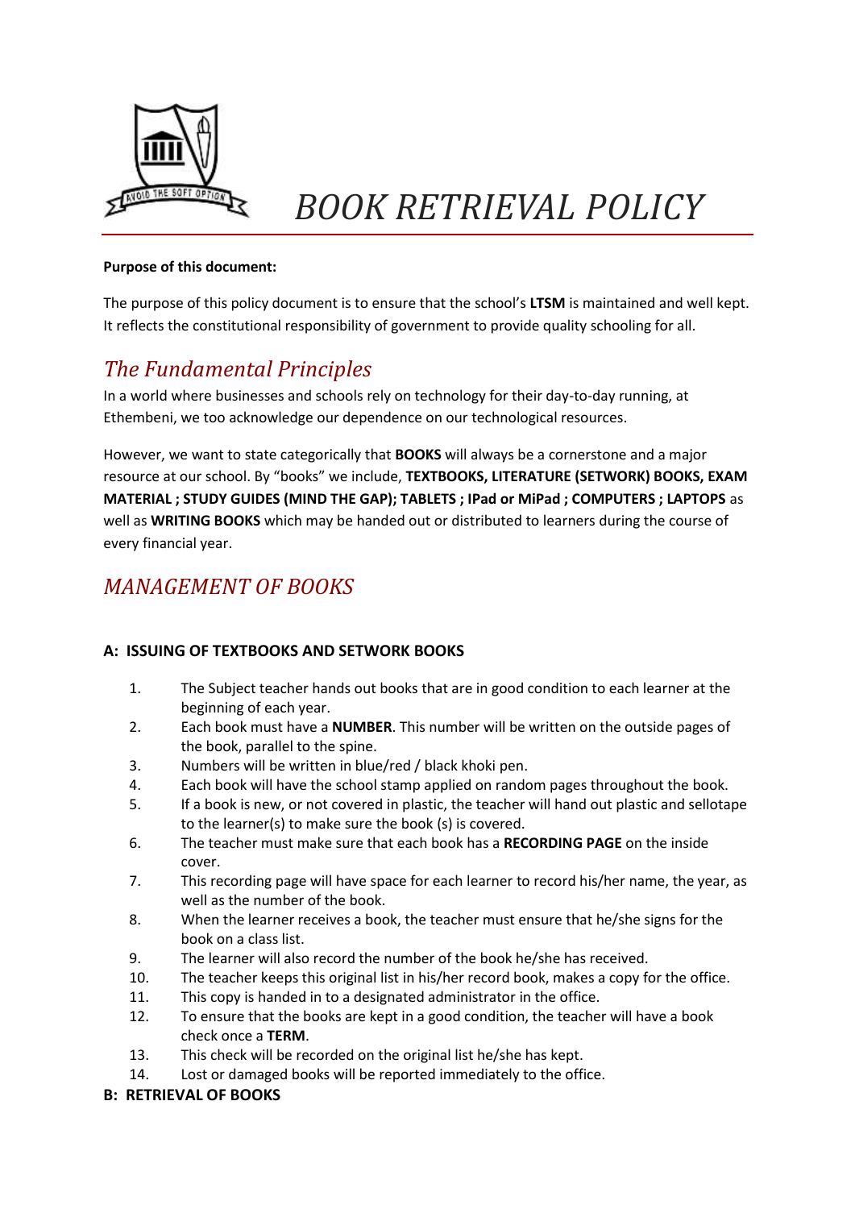# *BOOK RETRIEVAL POLICY*

**Purpose of this document:**

The purpose of this policy document is to ensure that the school's **LTSM** is maintained and well kept. It reflects the constitutional responsibility of government to provide quality schooling for all.

## *The Fundamental Principles*

In a world where businesses and schools rely on technology for their day-to-day running, at Ethembeni, we too acknowledge our dependence on our technological resources.

However, we want to state categorically that **BOOKS** will always be a cornerstone and a major resource at our school. By "books" we include, **TEXTBOOKS, LITERATURE (SETWORK) BOOKS, EXAM MATERIAL ; STUDY GUIDES (MIND THE GAP); TABLETS ; IPad or MiPad ; COMPUTERS ; LAPTOPS** as well as **WRITING BOOKS** which may be handed out or distributed to learners during the course of every financial year.

## *MANAGEMENT OF BOOKS*

### A: ISSUING OF TEXTBOOKS AND SETWORK BOOKS

1. The Subject teacher hands out books that are in good condition to each learner at the beginning of each year.
2. Each book must have a **NUMBER**. This number will be written on the outside pages of the book, parallel to the spine.
3. Numbers will be written in blue/red / black khoki pen.
4. Each book will have the school stamp applied on random pages throughout the book.
5. If a book is new, or not covered in plastic, the teacher will hand out plastic and sellotape to the learner(s) to make sure the book (s) is covered.
6. The teacher must make sure that each book has a **RECORDING PAGE** on the inside cover.
7. This recording page will have space for each learner to record his/her name, the year, as well as the number of the book.
8. When the learner receives a book, the teacher must ensure that he/she signs for the book on a class list.
9. The learner will also record the number of the book he/she has received.
10. The teacher keeps this original list in his/her record book, makes a copy for the office.
11. This copy is handed in to a designated administrator in the office.
12. To ensure that the books are kept in a good condition, the teacher will have a book check once a **TERM**.
13. This check will be recorded on the original list he/she has kept.
14. Lost or damaged books will be reported immediately to the office.

### B: RETRIEVAL OF BOOKS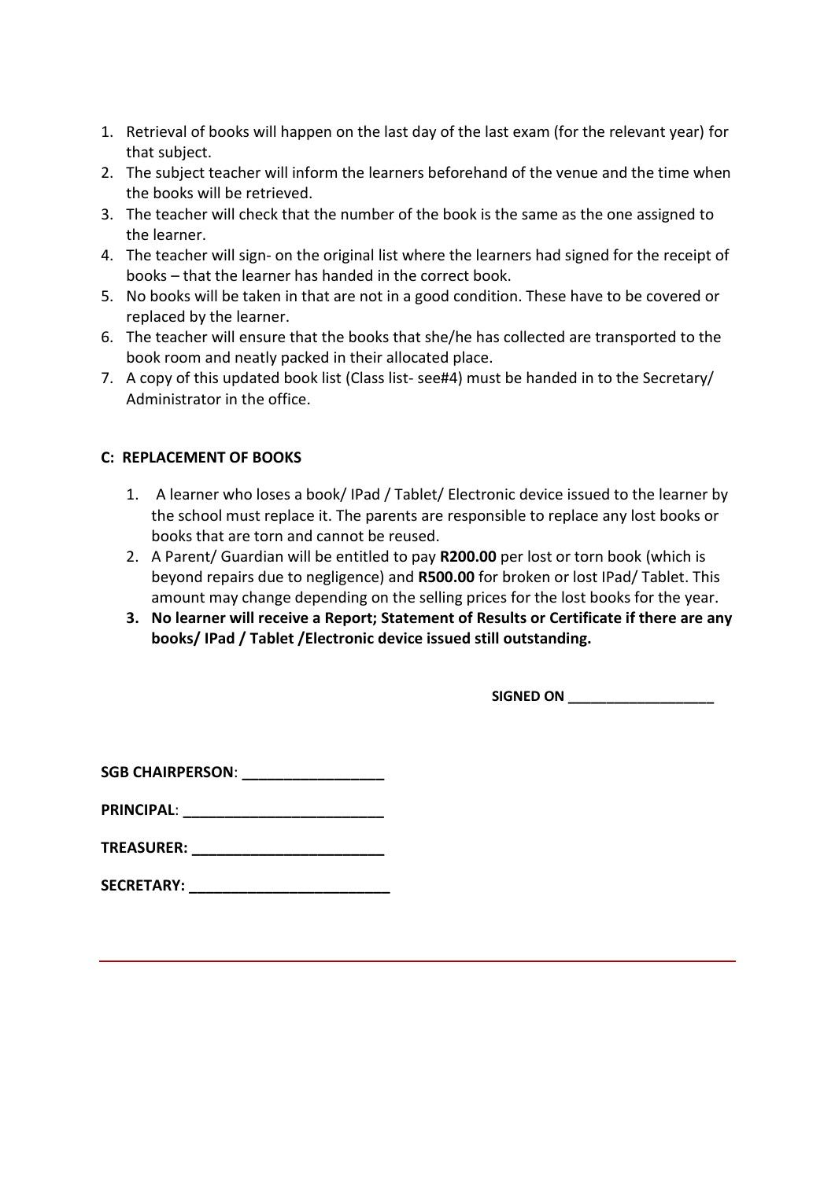1. Retrieval of books will happen on the last day of the last exam (for the relevant year) for that subject.
2. The subject teacher will inform the learners beforehand of the venue and the time when the books will be retrieved.
3. The teacher will check that the number of the book is the same as the one assigned to the learner.
4. The teacher will sign- on the original list where the learners had signed for the receipt of books – that the learner has handed in the correct book.
5. No books will be taken in that are not in a good condition. These have to be covered or replaced by the learner.
6. The teacher will ensure that the books that she/he has collected are transported to the book room and neatly packed in their allocated place.
7. A copy of this updated book list (Class list- see#4) must be handed in to the Secretary/ Administrator in the office.

**C: REPLACEMENT OF BOOKS**

1. A learner who loses a book/ IPad / Tablet/ Electronic device issued to the learner by the school must replace it. The parents are responsible to replace any lost books or books that are torn and cannot be reused.
2. A Parent/ Guardian will be entitled to pay **R200.00** per lost or torn book (which is beyond repairs due to negligence) and **R500.00** for broken or lost IPad/ Tablet. This amount may change depending on the selling prices for the lost books for the year.
3. **No learner will receive a Report; Statement of Results or Certificate if there are any books/ IPad / Tablet /Electronic device issued still outstanding.**

**SIGNED ON** ___________________

**SGB CHAIRPERSON**: _________________

**PRINCIPAL**: ________________________

**TREASURER:** _______________________

**SECRETARY:** ________________________